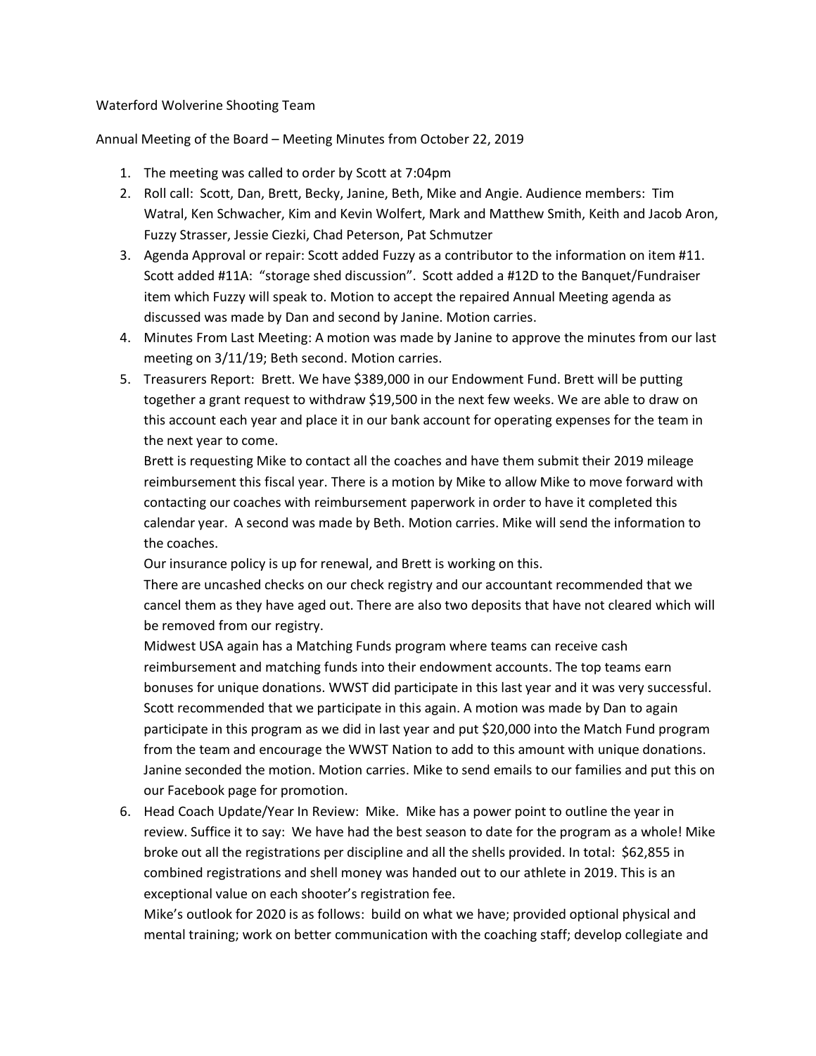Waterford Wolverine Shooting Team

Annual Meeting of the Board – Meeting Minutes from October 22, 2019

1. The meeting was called to order by Scott at 7:04pm
2. Roll call: Scott, Dan, Brett, Becky, Janine, Beth, Mike and Angie. Audience members: Tim Watral, Ken Schwacher, Kim and Kevin Wolfert, Mark and Matthew Smith, Keith and Jacob Aron, Fuzzy Strasser, Jessie Ciezki, Chad Peterson, Pat Schmutzer
3. Agenda Approval or repair: Scott added Fuzzy as a contributor to the information on item #11. Scott added #11A: "storage shed discussion". Scott added a #12D to the Banquet/Fundraiser item which Fuzzy will speak to. Motion to accept the repaired Annual Meeting agenda as discussed was made by Dan and second by Janine. Motion carries.
4. Minutes From Last Meeting: A motion was made by Janine to approve the minutes from our last meeting on 3/11/19; Beth second. Motion carries.
5. Treasurers Report: Brett. We have $389,000 in our Endowment Fund. Brett will be putting together a grant request to withdraw $19,500 in the next few weeks. We are able to draw on this account each year and place it in our bank account for operating expenses for the team in the next year to come.

   Brett is requesting Mike to contact all the coaches and have them submit their 2019 mileage reimbursement this fiscal year. There is a motion by Mike to allow Mike to move forward with contacting our coaches with reimbursement paperwork in order to have it completed this calendar year. A second was made by Beth. Motion carries. Mike will send the information to the coaches.

   Our insurance policy is up for renewal, and Brett is working on this.

   There are uncashed checks on our check registry and our accountant recommended that we cancel them as they have aged out. There are also two deposits that have not cleared which will be removed from our registry.

   Midwest USA again has a Matching Funds program where teams can receive cash reimbursement and matching funds into their endowment accounts. The top teams earn bonuses for unique donations. WWST did participate in this last year and it was very successful. Scott recommended that we participate in this again. A motion was made by Dan to again participate in this program as we did in last year and put $20,000 into the Match Fund program from the team and encourage the WWST Nation to add to this amount with unique donations. Janine seconded the motion. Motion carries. Mike to send emails to our families and put this on our Facebook page for promotion.
6. Head Coach Update/Year In Review: Mike. Mike has a power point to outline the year in review. Suffice it to say: We have had the best season to date for the program as a whole! Mike broke out all the registrations per discipline and all the shells provided. In total: $62,855 in combined registrations and shell money was handed out to our athlete in 2019. This is an exceptional value on each shooter's registration fee.

   Mike's outlook for 2020 is as follows: build on what we have; provided optional physical and mental training; work on better communication with the coaching staff; develop collegiate and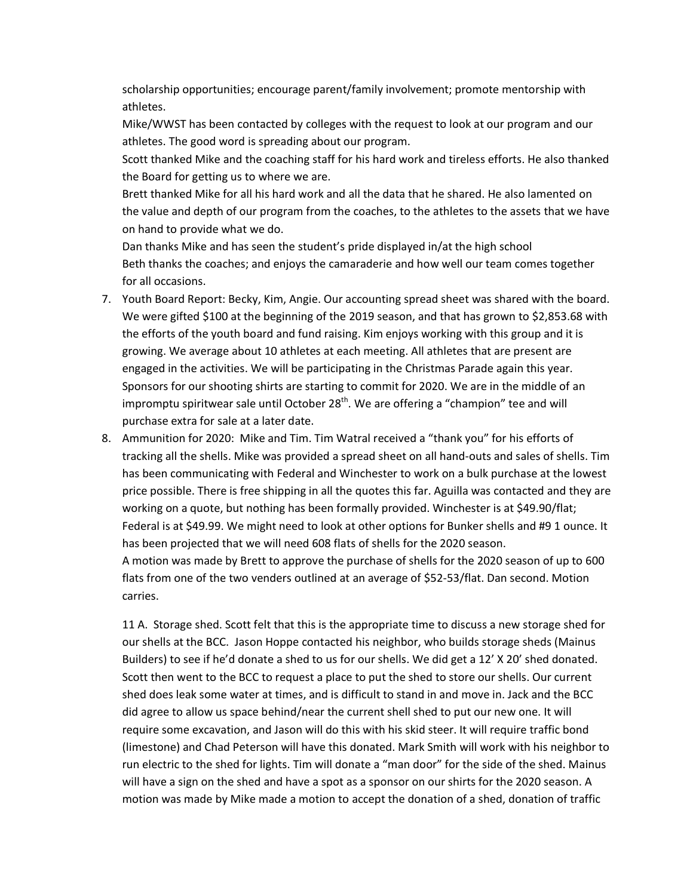scholarship opportunities; encourage parent/family involvement; promote mentorship with athletes.

Mike/WWST has been contacted by colleges with the request to look at our program and our athletes. The good word is spreading about our program.

Scott thanked Mike and the coaching staff for his hard work and tireless efforts. He also thanked the Board for getting us to where we are.

Brett thanked Mike for all his hard work and all the data that he shared. He also lamented on the value and depth of our program from the coaches, to the athletes to the assets that we have on hand to provide what we do.

Dan thanks Mike and has seen the student's pride displayed in/at the high school

Beth thanks the coaches; and enjoys the camaraderie and how well our team comes together for all occasions.

7. Youth Board Report: Becky, Kim, Angie. Our accounting spread sheet was shared with the board. We were gifted $100 at the beginning of the 2019 season, and that has grown to $2,853.68 with the efforts of the youth board and fund raising. Kim enjoys working with this group and it is growing. We average about 10 athletes at each meeting. All athletes that are present are engaged in the activities. We will be participating in the Christmas Parade again this year. Sponsors for our shooting shirts are starting to commit for 2020. We are in the middle of an impromptu spiritwear sale until October 28th. We are offering a "champion" tee and will purchase extra for sale at a later date.
8. Ammunition for 2020: Mike and Tim. Tim Watral received a "thank you" for his efforts of tracking all the shells. Mike was provided a spread sheet on all hand-outs and sales of shells. Tim has been communicating with Federal and Winchester to work on a bulk purchase at the lowest price possible. There is free shipping in all the quotes this far. Aguilla was contacted and they are working on a quote, but nothing has been formally provided. Winchester is at $49.90/flat; Federal is at $49.99. We might need to look at other options for Bunker shells and #9 1 ounce. It has been projected that we will need 608 flats of shells for the 2020 season.

   A motion was made by Brett to approve the purchase of shells for the 2020 season of up to 600 flats from one of the two venders outlined at an average of $52-53/flat. Dan second. Motion carries.

   11 A. Storage shed. Scott felt that this is the appropriate time to discuss a new storage shed for our shells at the BCC. Jason Hoppe contacted his neighbor, who builds storage sheds (Mainus Builders) to see if he'd donate a shed to us for our shells. We did get a 12' X 20' shed donated. Scott then went to the BCC to request a place to put the shed to store our shells. Our current shed does leak some water at times, and is difficult to stand in and move in. Jack and the BCC did agree to allow us space behind/near the current shell shed to put our new one. It will require some excavation, and Jason will do this with his skid steer. It will require traffic bond (limestone) and Chad Peterson will have this donated. Mark Smith will work with his neighbor to run electric to the shed for lights. Tim will donate a "man door" for the side of the shed. Mainus will have a sign on the shed and have a spot as a sponsor on our shirts for the 2020 season. A motion was made by Mike made a motion to accept the donation of a shed, donation of traffic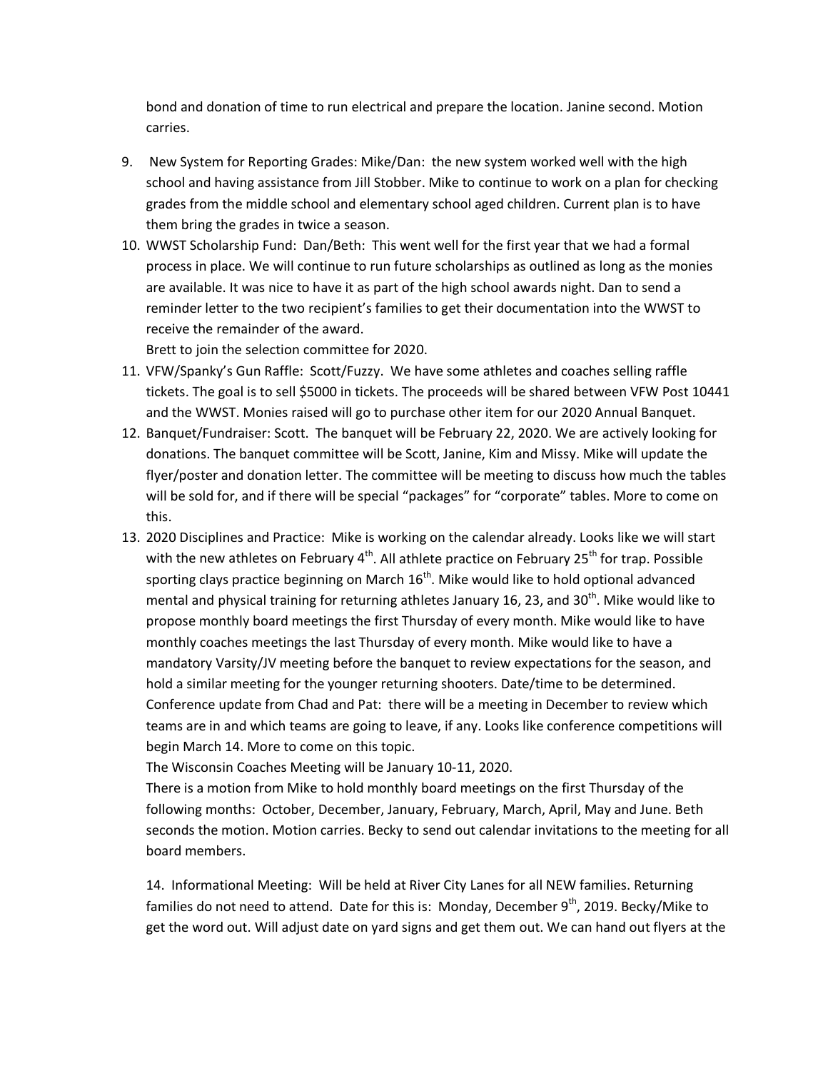bond and donation of time to run electrical and prepare the location. Janine second. Motion carries.

9. New System for Reporting Grades: Mike/Dan: the new system worked well with the high school and having assistance from Jill Stobber. Mike to continue to work on a plan for checking grades from the middle school and elementary school aged children. Current plan is to have them bring the grades in twice a season.
10. WWST Scholarship Fund: Dan/Beth: This went well for the first year that we had a formal process in place. We will continue to run future scholarships as outlined as long as the monies are available. It was nice to have it as part of the high school awards night. Dan to send a reminder letter to the two recipient's families to get their documentation into the WWST to receive the remainder of the award.
    Brett to join the selection committee for 2020.
11. VFW/Spanky's Gun Raffle: Scott/Fuzzy. We have some athletes and coaches selling raffle tickets. The goal is to sell $5000 in tickets. The proceeds will be shared between VFW Post 10441 and the WWST. Monies raised will go to purchase other item for our 2020 Annual Banquet.
12. Banquet/Fundraiser: Scott. The banquet will be February 22, 2020. We are actively looking for donations. The banquet committee will be Scott, Janine, Kim and Missy. Mike will update the flyer/poster and donation letter. The committee will be meeting to discuss how much the tables will be sold for, and if there will be special "packages" for "corporate" tables. More to come on this.
13. 2020 Disciplines and Practice: Mike is working on the calendar already. Looks like we will start with the new athletes on February 4th. All athlete practice on February 25th for trap. Possible sporting clays practice beginning on March 16th. Mike would like to hold optional advanced mental and physical training for returning athletes January 16, 23, and 30th. Mike would like to propose monthly board meetings the first Thursday of every month. Mike would like to have monthly coaches meetings the last Thursday of every month. Mike would like to have a mandatory Varsity/JV meeting before the banquet to review expectations for the season, and hold a similar meeting for the younger returning shooters. Date/time to be determined.
    Conference update from Chad and Pat: there will be a meeting in December to review which teams are in and which teams are going to leave, if any. Looks like conference competitions will begin March 14. More to come on this topic.
    The Wisconsin Coaches Meeting will be January 10-11, 2020.
    There is a motion from Mike to hold monthly board meetings on the first Thursday of the following months: October, December, January, February, March, April, May and June. Beth seconds the motion. Motion carries. Becky to send out calendar invitations to the meeting for all board members.

14. Informational Meeting: Will be held at River City Lanes for all NEW families. Returning families do not need to attend. Date for this is: Monday, December 9th, 2019. Becky/Mike to get the word out. Will adjust date on yard signs and get them out. We can hand out flyers at the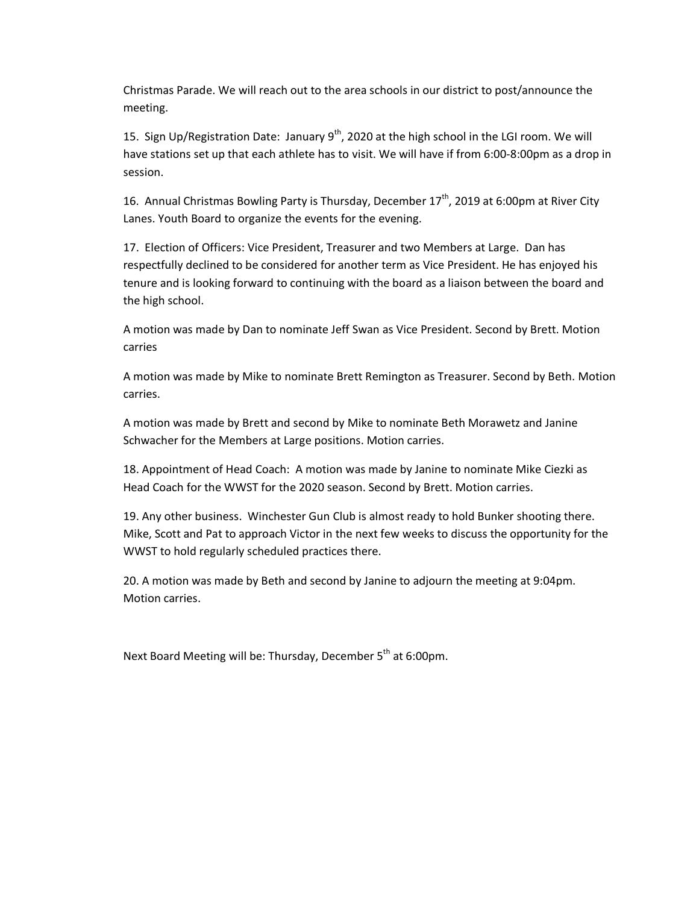Christmas Parade. We will reach out to the area schools in our district to post/announce the meeting.

15. Sign Up/Registration Date: January 9th, 2020 at the high school in the LGI room. We will have stations set up that each athlete has to visit. We will have if from 6:00-8:00pm as a drop in session.

16. Annual Christmas Bowling Party is Thursday, December 17th, 2019 at 6:00pm at River City Lanes. Youth Board to organize the events for the evening.

17. Election of Officers: Vice President, Treasurer and two Members at Large. Dan has respectfully declined to be considered for another term as Vice President. He has enjoyed his tenure and is looking forward to continuing with the board as a liaison between the board and the high school.

A motion was made by Dan to nominate Jeff Swan as Vice President. Second by Brett. Motion carries

A motion was made by Mike to nominate Brett Remington as Treasurer. Second by Beth. Motion carries.

A motion was made by Brett and second by Mike to nominate Beth Morawetz and Janine Schwacher for the Members at Large positions. Motion carries.

18. Appointment of Head Coach: A motion was made by Janine to nominate Mike Ciezki as Head Coach for the WWST for the 2020 season. Second by Brett. Motion carries.

19. Any other business. Winchester Gun Club is almost ready to hold Bunker shooting there. Mike, Scott and Pat to approach Victor in the next few weeks to discuss the opportunity for the WWST to hold regularly scheduled practices there.

20. A motion was made by Beth and second by Janine to adjourn the meeting at 9:04pm. Motion carries.

Next Board Meeting will be: Thursday, December 5th at 6:00pm.